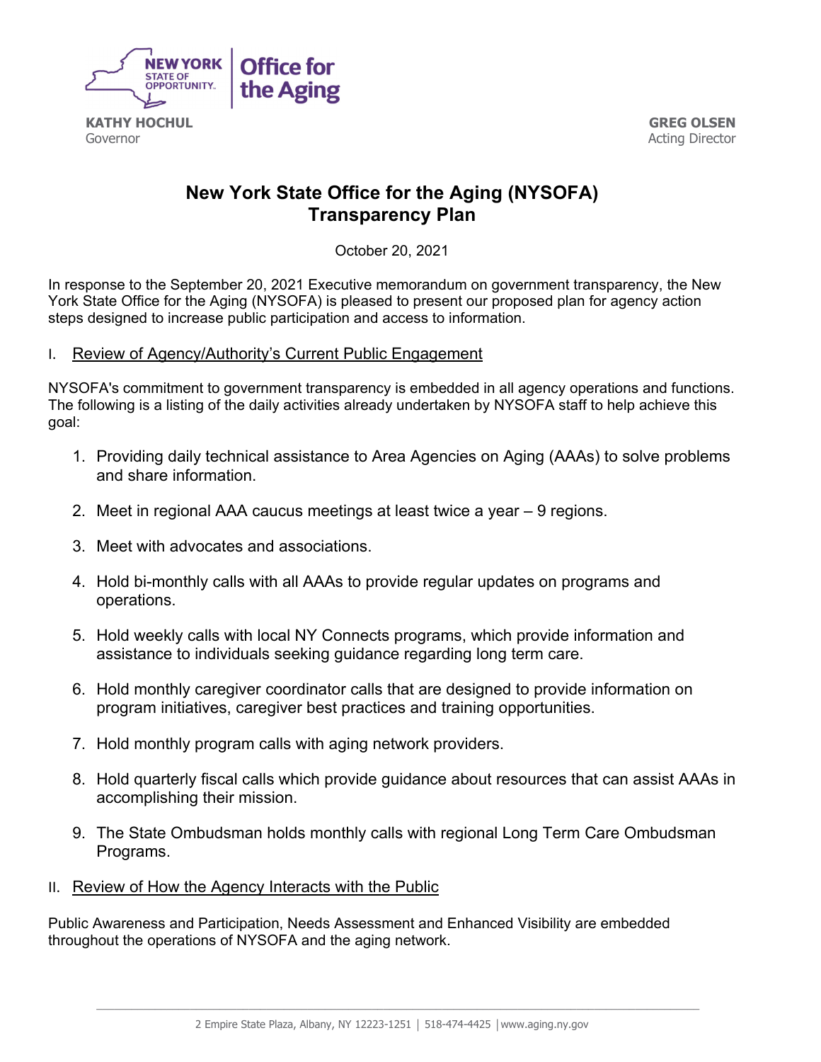NEW YORK STATE OF OPPORTUNITY. | Office for the Aging

**KATHY HOCHUL**
Governor

**GREG OLSEN**
Acting Director

# New York State Office for the Aging (NYSOFA) Transparency Plan

October 20, 2021

In response to the September 20, 2021 Executive memorandum on government transparency, the New York State Office for the Aging (NYSOFA) is pleased to present our proposed plan for agency action steps designed to increase public participation and access to information.

## I. Review of Agency/Authority's Current Public Engagement

NYSOFA's commitment to government transparency is embedded in all agency operations and functions. The following is a listing of the daily activities already undertaken by NYSOFA staff to help achieve this goal:

1. Providing daily technical assistance to Area Agencies on Aging (AAAs) to solve problems and share information.
2. Meet in regional AAA caucus meetings at least twice a year – 9 regions.
3. Meet with advocates and associations.
4. Hold bi-monthly calls with all AAAs to provide regular updates on programs and operations.
5. Hold weekly calls with local NY Connects programs, which provide information and assistance to individuals seeking guidance regarding long term care.
6. Hold monthly caregiver coordinator calls that are designed to provide information on program initiatives, caregiver best practices and training opportunities.
7. Hold monthly program calls with aging network providers.
8. Hold quarterly fiscal calls which provide guidance about resources that can assist AAAs in accomplishing their mission.
9. The State Ombudsman holds monthly calls with regional Long Term Care Ombudsman Programs.

## II. Review of How the Agency Interacts with the Public

Public Awareness and Participation, Needs Assessment and Enhanced Visibility are embedded throughout the operations of NYSOFA and the aging network.

2 Empire State Plaza, Albany, NY 12223-1251 | 518-474-4425 | www.aging.ny.gov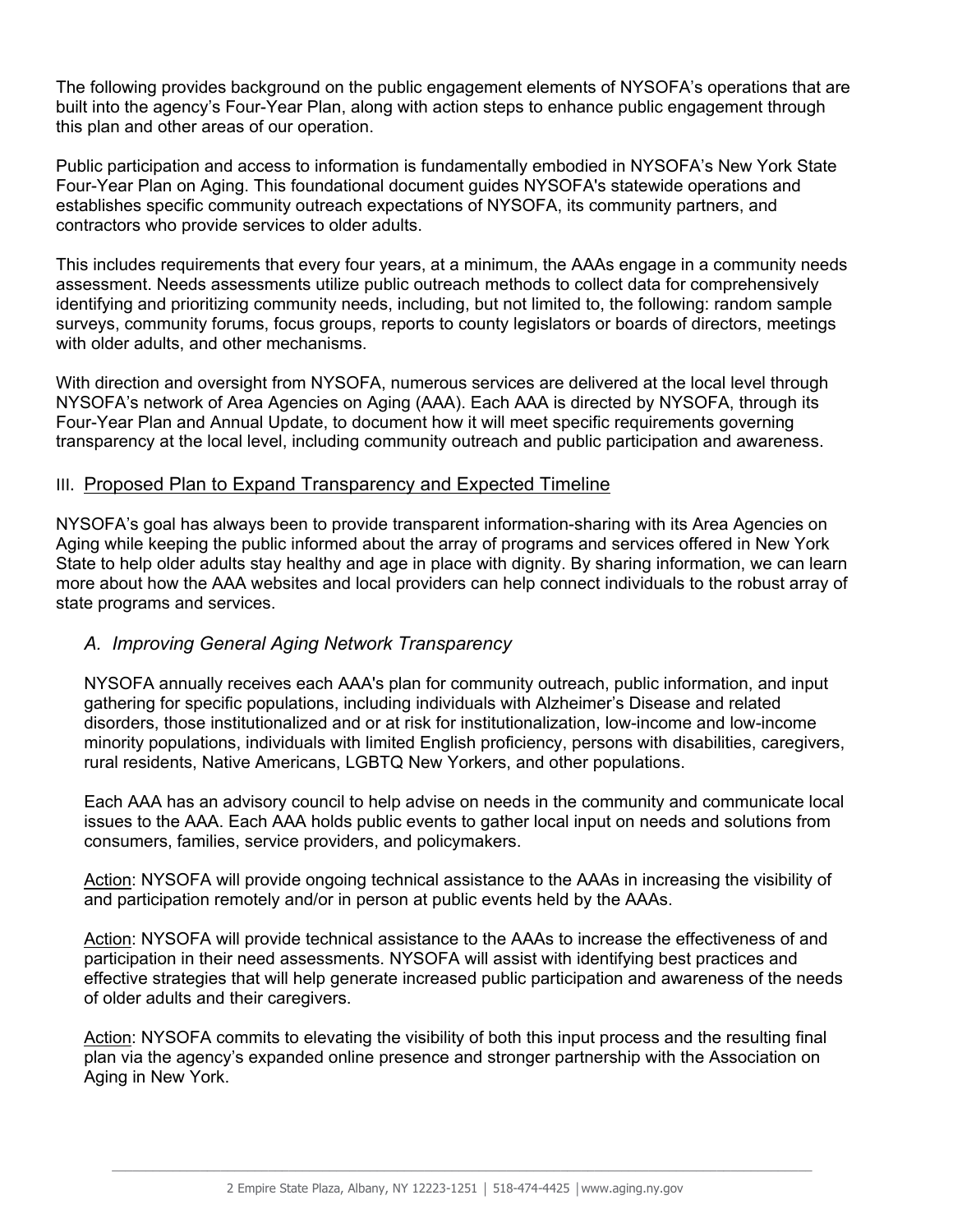The following provides background on the public engagement elements of NYSOFA's operations that are built into the agency's Four-Year Plan, along with action steps to enhance public engagement through this plan and other areas of our operation.

Public participation and access to information is fundamentally embodied in NYSOFA's New York State Four-Year Plan on Aging. This foundational document guides NYSOFA's statewide operations and establishes specific community outreach expectations of NYSOFA, its community partners, and contractors who provide services to older adults.

This includes requirements that every four years, at a minimum, the AAAs engage in a community needs assessment. Needs assessments utilize public outreach methods to collect data for comprehensively identifying and prioritizing community needs, including, but not limited to, the following: random sample surveys, community forums, focus groups, reports to county legislators or boards of directors, meetings with older adults, and other mechanisms.

With direction and oversight from NYSOFA, numerous services are delivered at the local level through NYSOFA's network of Area Agencies on Aging (AAA). Each AAA is directed by NYSOFA, through its Four-Year Plan and Annual Update, to document how it will meet specific requirements governing transparency at the local level, including community outreach and public participation and awareness.

## III. Proposed Plan to Expand Transparency and Expected Timeline

NYSOFA's goal has always been to provide transparent information-sharing with its Area Agencies on Aging while keeping the public informed about the array of programs and services offered in New York State to help older adults stay healthy and age in place with dignity. By sharing information, we can learn more about how the AAA websites and local providers can help connect individuals to the robust array of state programs and services.

### *A. Improving General Aging Network Transparency*

NYSOFA annually receives each AAA's plan for community outreach, public information, and input gathering for specific populations, including individuals with Alzheimer's Disease and related disorders, those institutionalized and or at risk for institutionalization, low-income and low-income minority populations, individuals with limited English proficiency, persons with disabilities, caregivers, rural residents, Native Americans, LGBTQ New Yorkers, and other populations.

Each AAA has an advisory council to help advise on needs in the community and communicate local issues to the AAA. Each AAA holds public events to gather local input on needs and solutions from consumers, families, service providers, and policymakers.

Action: NYSOFA will provide ongoing technical assistance to the AAAs in increasing the visibility of and participation remotely and/or in person at public events held by the AAAs.

Action: NYSOFA will provide technical assistance to the AAAs to increase the effectiveness of and participation in their need assessments. NYSOFA will assist with identifying best practices and effective strategies that will help generate increased public participation and awareness of the needs of older adults and their caregivers.

Action: NYSOFA commits to elevating the visibility of both this input process and the resulting final plan via the agency's expanded online presence and stronger partnership with the Association on Aging in New York.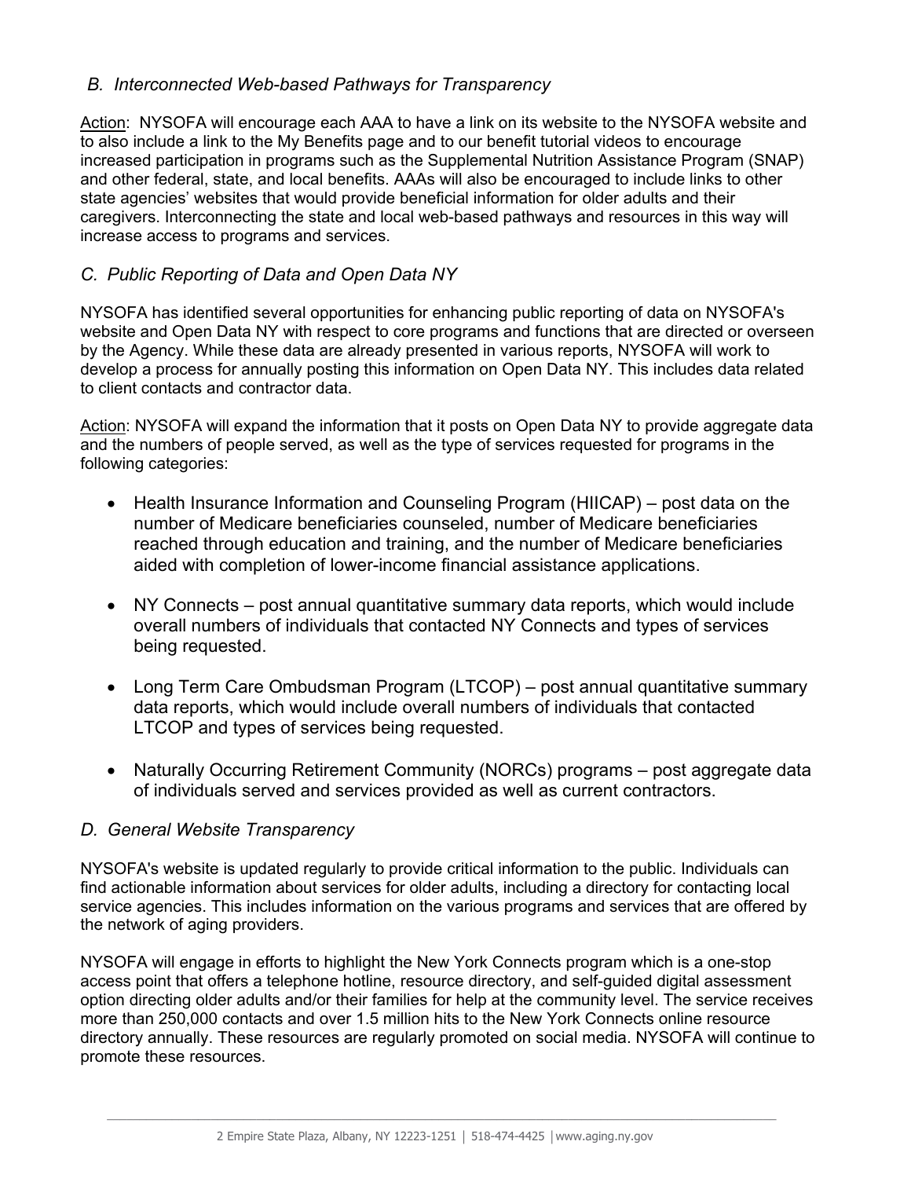### *B. Interconnected Web-based Pathways for Transparency*

Action: NYSOFA will encourage each AAA to have a link on its website to the NYSOFA website and to also include a link to the My Benefits page and to our benefit tutorial videos to encourage increased participation in programs such as the Supplemental Nutrition Assistance Program (SNAP) and other federal, state, and local benefits. AAAs will also be encouraged to include links to other state agencies' websites that would provide beneficial information for older adults and their caregivers. Interconnecting the state and local web-based pathways and resources in this way will increase access to programs and services.

### *C. Public Reporting of Data and Open Data NY*

NYSOFA has identified several opportunities for enhancing public reporting of data on NYSOFA's website and Open Data NY with respect to core programs and functions that are directed or overseen by the Agency. While these data are already presented in various reports, NYSOFA will work to develop a process for annually posting this information on Open Data NY. This includes data related to client contacts and contractor data.

Action: NYSOFA will expand the information that it posts on Open Data NY to provide aggregate data and the numbers of people served, as well as the type of services requested for programs in the following categories:

- Health Insurance Information and Counseling Program (HIICAP) – post data on the number of Medicare beneficiaries counseled, number of Medicare beneficiaries reached through education and training, and the number of Medicare beneficiaries aided with completion of lower-income financial assistance applications.
- NY Connects – post annual quantitative summary data reports, which would include overall numbers of individuals that contacted NY Connects and types of services being requested.
- Long Term Care Ombudsman Program (LTCOP) – post annual quantitative summary data reports, which would include overall numbers of individuals that contacted LTCOP and types of services being requested.
- Naturally Occurring Retirement Community (NORCs) programs – post aggregate data of individuals served and services provided as well as current contractors.

### *D. General Website Transparency*

NYSOFA's website is updated regularly to provide critical information to the public. Individuals can find actionable information about services for older adults, including a directory for contacting local service agencies. This includes information on the various programs and services that are offered by the network of aging providers.

NYSOFA will engage in efforts to highlight the New York Connects program which is a one-stop access point that offers a telephone hotline, resource directory, and self-guided digital assessment option directing older adults and/or their families for help at the community level. The service receives more than 250,000 contacts and over 1.5 million hits to the New York Connects online resource directory annually. These resources are regularly promoted on social media. NYSOFA will continue to promote these resources.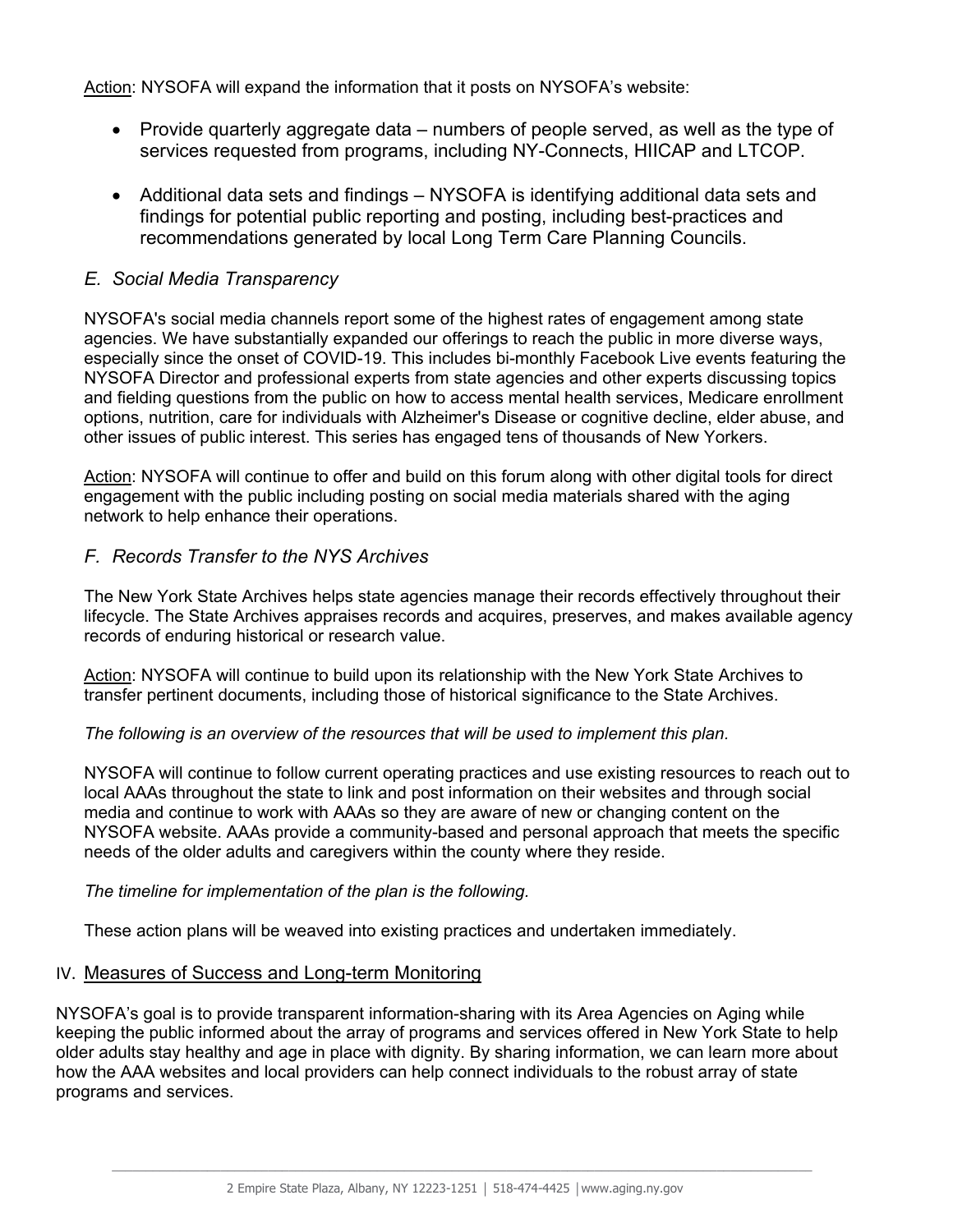Action: NYSOFA will expand the information that it posts on NYSOFA's website:

- Provide quarterly aggregate data – numbers of people served, as well as the type of services requested from programs, including NY-Connects, HIICAP and LTCOP.

- Additional data sets and findings – NYSOFA is identifying additional data sets and findings for potential public reporting and posting, including best-practices and recommendations generated by local Long Term Care Planning Councils.

### *E. Social Media Transparency*

NYSOFA's social media channels report some of the highest rates of engagement among state agencies. We have substantially expanded our offerings to reach the public in more diverse ways, especially since the onset of COVID-19. This includes bi-monthly Facebook Live events featuring the NYSOFA Director and professional experts from state agencies and other experts discussing topics and fielding questions from the public on how to access mental health services, Medicare enrollment options, nutrition, care for individuals with Alzheimer's Disease or cognitive decline, elder abuse, and other issues of public interest. This series has engaged tens of thousands of New Yorkers.

Action: NYSOFA will continue to offer and build on this forum along with other digital tools for direct engagement with the public including posting on social media materials shared with the aging network to help enhance their operations.

### *F. Records Transfer to the NYS Archives*

The New York State Archives helps state agencies manage their records effectively throughout their lifecycle. The State Archives appraises records and acquires, preserves, and makes available agency records of enduring historical or research value.

Action: NYSOFA will continue to build upon its relationship with the New York State Archives to transfer pertinent documents, including those of historical significance to the State Archives.

*The following is an overview of the resources that will be used to implement this plan.*

NYSOFA will continue to follow current operating practices and use existing resources to reach out to local AAAs throughout the state to link and post information on their websites and through social media and continue to work with AAAs so they are aware of new or changing content on the NYSOFA website. AAAs provide a community-based and personal approach that meets the specific needs of the older adults and caregivers within the county where they reside.

*The timeline for implementation of the plan is the following.*

These action plans will be weaved into existing practices and undertaken immediately.

## IV. Measures of Success and Long-term Monitoring

NYSOFA's goal is to provide transparent information-sharing with its Area Agencies on Aging while keeping the public informed about the array of programs and services offered in New York State to help older adults stay healthy and age in place with dignity. By sharing information, we can learn more about how the AAA websites and local providers can help connect individuals to the robust array of state programs and services.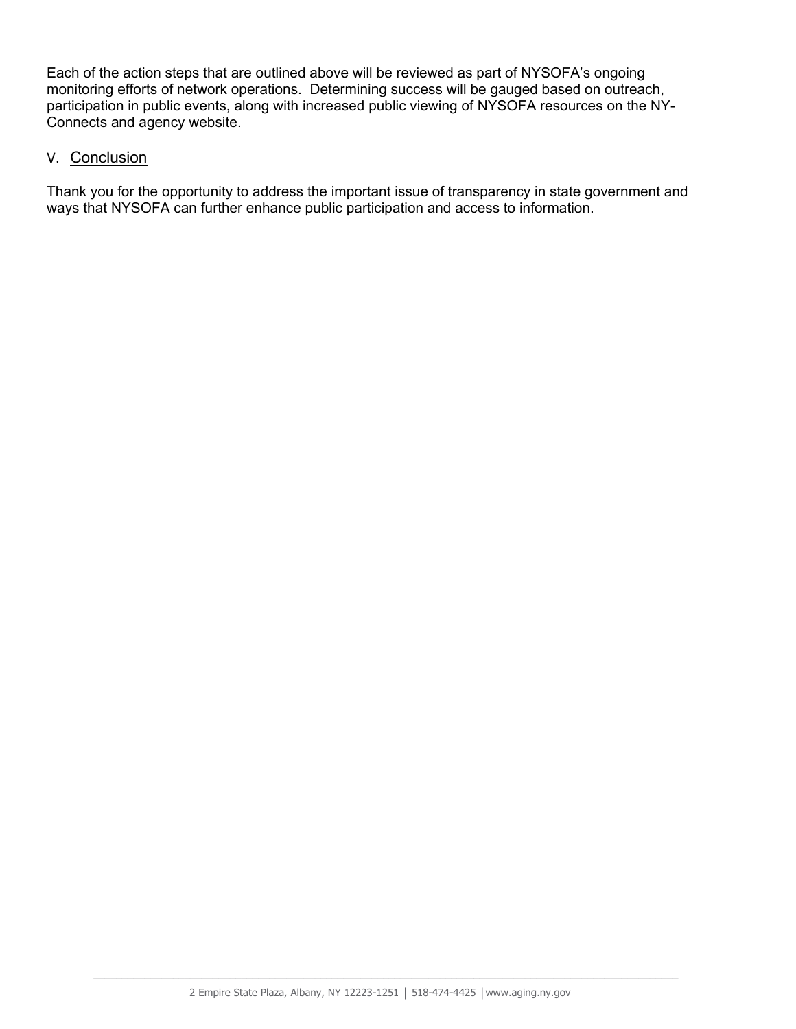Each of the action steps that are outlined above will be reviewed as part of NYSOFA's ongoing monitoring efforts of network operations. Determining success will be gauged based on outreach, participation in public events, along with increased public viewing of NYSOFA resources on the NY-Connects and agency website.

## V. Conclusion

Thank you for the opportunity to address the important issue of transparency in state government and ways that NYSOFA can further enhance public participation and access to information.